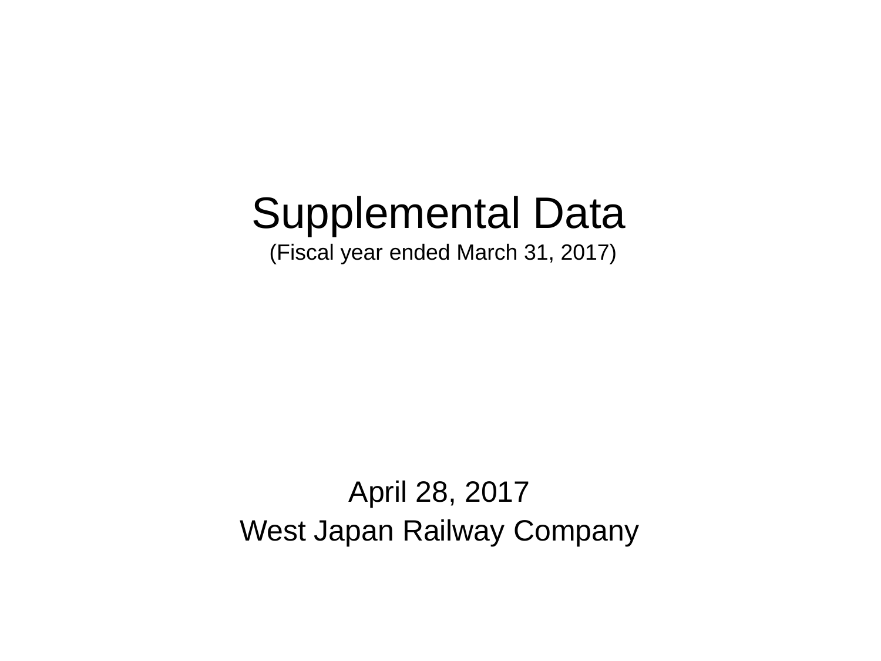# Supplemental Data

(Fiscal year ended March 31, 2017)

April 28, 2017

West Japan Railway Company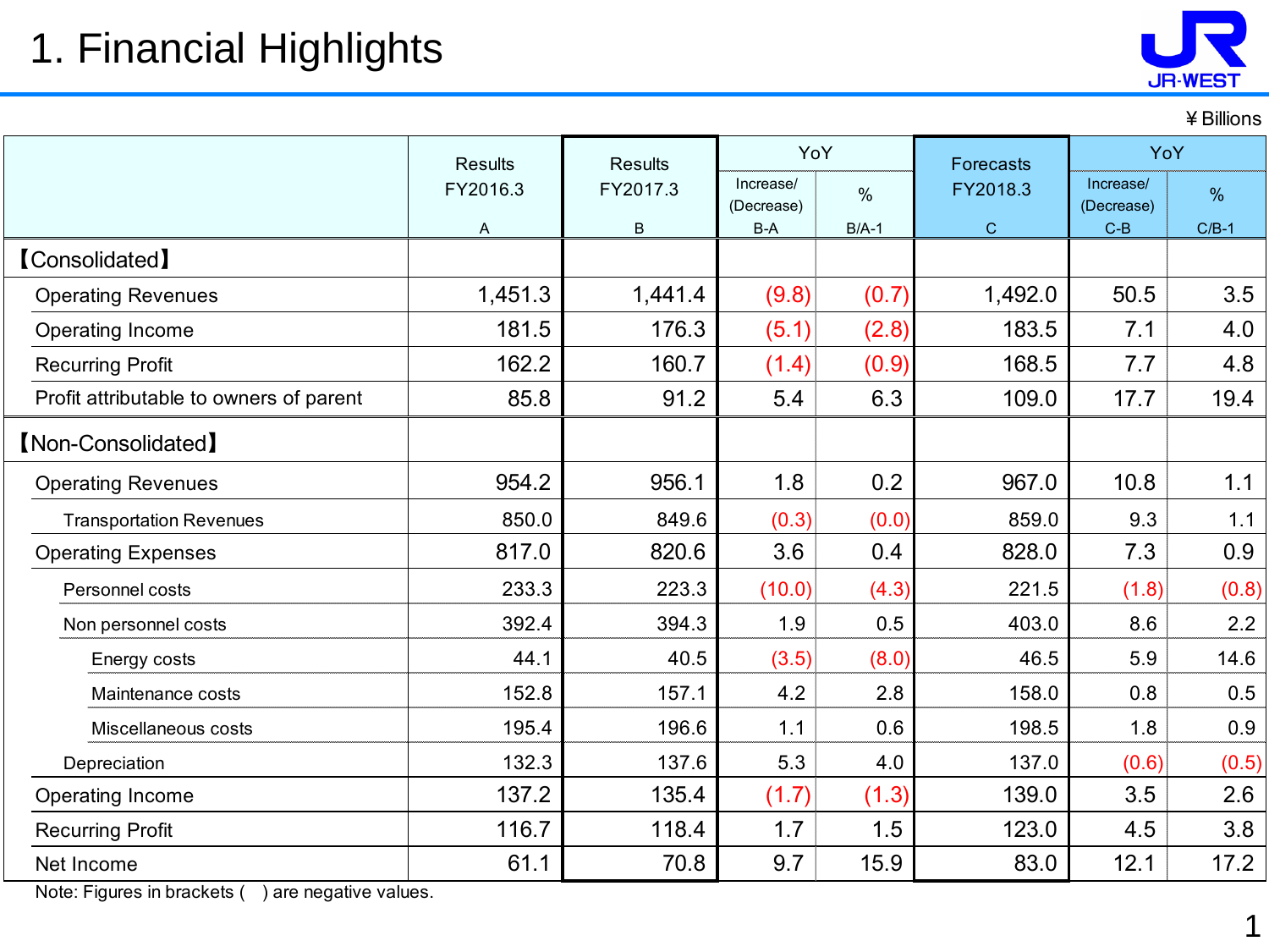# 1. Financial Highlights

¥ Billions

| | Results FY2016.3 A | Results FY2017.3 B | YoY Increase/ (Decrease) B-A | YoY % B/A-1 | Forecasts FY2018.3 C | YoY Increase/ (Decrease) C-B | YoY % C/B-1 |
|---|---|---|---|---|---|---|---|
| 【Consolidated】 | | | | | | | |
| Operating Revenues | 1,451.3 | 1,441.4 | (9.8) | (0.7) | 1,492.0 | 50.5 | 3.5 |
| Operating Income | 181.5 | 176.3 | (5.1) | (2.8) | 183.5 | 7.1 | 4.0 |
| Recurring Profit | 162.2 | 160.7 | (1.4) | (0.9) | 168.5 | 7.7 | 4.8 |
| Profit attributable to owners of parent | 85.8 | 91.2 | 5.4 | 6.3 | 109.0 | 17.7 | 19.4 |
| 【Non-Consolidated】 | | | | | | | |
| Operating Revenues | 954.2 | 956.1 | 1.8 | 0.2 | 967.0 | 10.8 | 1.1 |
| Transportation Revenues | 850.0 | 849.6 | (0.3) | (0.0) | 859.0 | 9.3 | 1.1 |
| Operating Expenses | 817.0 | 820.6 | 3.6 | 0.4 | 828.0 | 7.3 | 0.9 |
| Personnel costs | 233.3 | 223.3 | (10.0) | (4.3) | 221.5 | (1.8) | (0.8) |
| Non personnel costs | 392.4 | 394.3 | 1.9 | 0.5 | 403.0 | 8.6 | 2.2 |
| Energy costs | 44.1 | 40.5 | (3.5) | (8.0) | 46.5 | 5.9 | 14.6 |
| Maintenance costs | 152.8 | 157.1 | 4.2 | 2.8 | 158.0 | 0.8 | 0.5 |
| Miscellaneous costs | 195.4 | 196.6 | 1.1 | 0.6 | 198.5 | 1.8 | 0.9 |
| Depreciation | 132.3 | 137.6 | 5.3 | 4.0 | 137.0 | (0.6) | (0.5) |
| Operating Income | 137.2 | 135.4 | (1.7) | (1.3) | 139.0 | 3.5 | 2.6 |
| Recurring Profit | 116.7 | 118.4 | 1.7 | 1.5 | 123.0 | 4.5 | 3.8 |
| Net Income | 61.1 | 70.8 | 9.7 | 15.9 | 83.0 | 12.1 | 17.2 |

Note: Figures in brackets ( ) are negative values.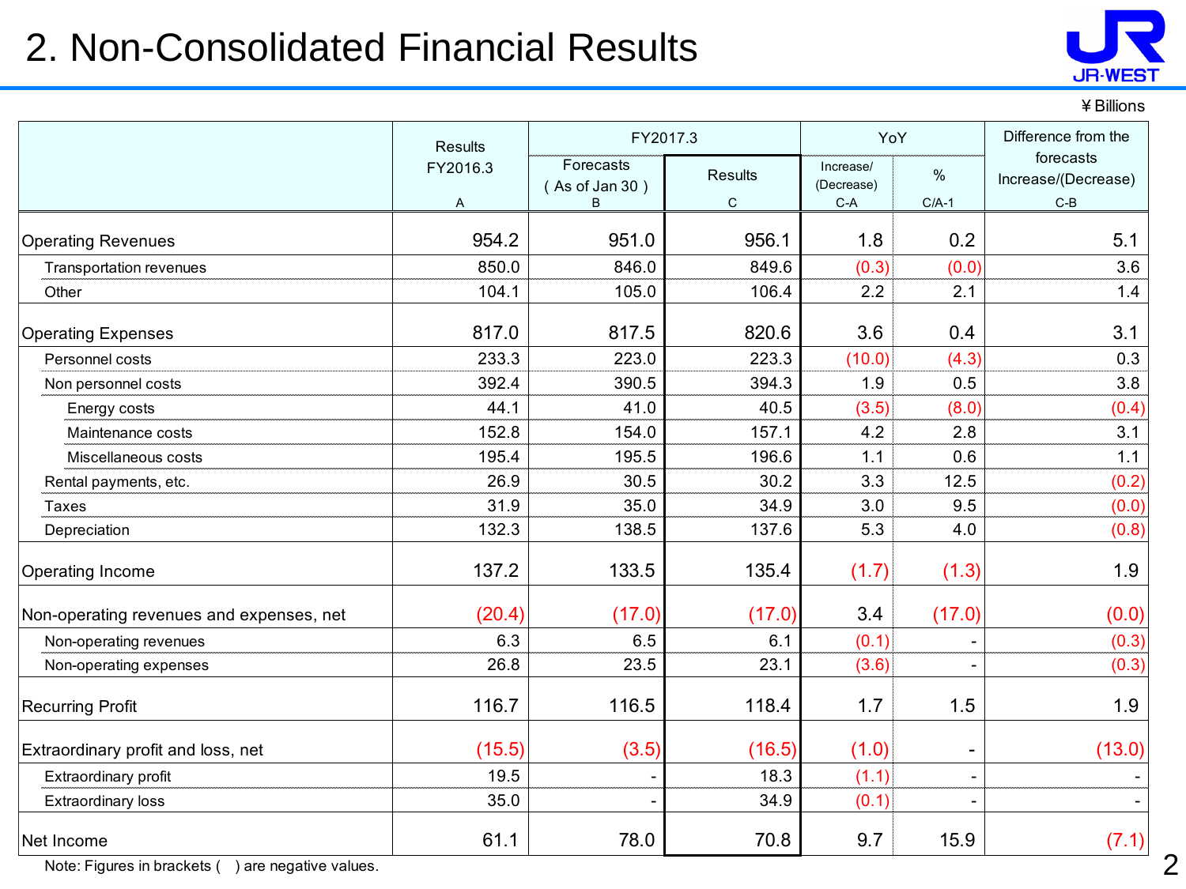# 2. Non-Consolidated Financial Results

¥Billions

| | Results FY2016.3 A | FY2017.3 Forecasts ( As of Jan 30 ) B | FY2017.3 Results C | YoY Increase/ (Decrease) C-A | YoY % C/A-1 | Difference from the forecasts Increase/(Decrease) C-B |
|---|---|---|---|---|---|---|
| Operating Revenues | 954.2 | 951.0 | 956.1 | 1.8 | 0.2 | 5.1 |
| Transportation revenues | 850.0 | 846.0 | 849.6 | (0.3) | (0.0) | 3.6 |
| Other | 104.1 | 105.0 | 106.4 | 2.2 | 2.1 | 1.4 |
| Operating Expenses | 817.0 | 817.5 | 820.6 | 3.6 | 0.4 | 3.1 |
| Personnel costs | 233.3 | 223.0 | 223.3 | (10.0) | (4.3) | 0.3 |
| Non personnel costs | 392.4 | 390.5 | 394.3 | 1.9 | 0.5 | 3.8 |
| Energy costs | 44.1 | 41.0 | 40.5 | (3.5) | (8.0) | (0.4) |
| Maintenance costs | 152.8 | 154.0 | 157.1 | 4.2 | 2.8 | 3.1 |
| Miscellaneous costs | 195.4 | 195.5 | 196.6 | 1.1 | 0.6 | 1.1 |
| Rental payments, etc. | 26.9 | 30.5 | 30.2 | 3.3 | 12.5 | (0.2) |
| Taxes | 31.9 | 35.0 | 34.9 | 3.0 | 9.5 | (0.0) |
| Depreciation | 132.3 | 138.5 | 137.6 | 5.3 | 4.0 | (0.8) |
| Operating Income | 137.2 | 133.5 | 135.4 | (1.7) | (1.3) | 1.9 |
| Non-operating revenues and expenses, net | (20.4) | (17.0) | (17.0) | 3.4 | (17.0) | (0.0) |
| Non-operating revenues | 6.3 | 6.5 | 6.1 | (0.1) | - | (0.3) |
| Non-operating expenses | 26.8 | 23.5 | 23.1 | (3.6) | - | (0.3) |
| Recurring Profit | 116.7 | 116.5 | 118.4 | 1.7 | 1.5 | 1.9 |
| Extraordinary profit and loss, net | (15.5) | (3.5) | (16.5) | (1.0) | - | (13.0) |
| Extraordinary profit | 19.5 | - | 18.3 | (1.1) | - | - |
| Extraordinary loss | 35.0 | - | 34.9 | (0.1) | - | - |
| Net Income | 61.1 | 78.0 | 70.8 | 9.7 | 15.9 | (7.1) |

Note: Figures in brackets ( ) are negative values.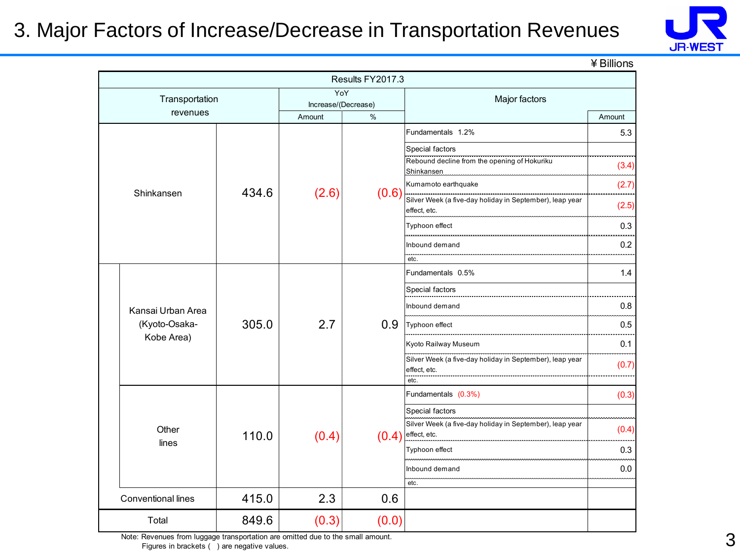# 3. Major Factors of Increase/Decrease in Transportation Revenues

¥Billions

| Results FY2017.3 | | | | | | |
|---|---|---|---|---|---|---|
| Transportation revenues | | | YoY Increase/(Decrease) | | Major factors | |
| | | | Amount | % | | Amount |
| Shinkansen | | 434.6 | (2.6) | (0.6) | Fundamentals 1.2% | 5.3 |
| | | | | | Special factors | |
| | | | | | Rebound decline from the opening of Hokuriku Shinkansen | (3.4) |
| | | | | | Kumamoto earthquake | (2.7) |
| | | | | | Silver Week (a five-day holiday in September), leap year effect, etc. | (2.5) |
| | | | | | Typhoon effect | 0.3 |
| | | | | | Inbound demand | 0.2 |
| | | | | | etc. | |
| | Kansai Urban Area (Kyoto-Osaka-Kobe Area) | 305.0 | 2.7 | 0.9 | Fundamentals 0.5% | 1.4 |
| | | | | | Special factors | |
| | | | | | Inbound demand | 0.8 |
| | | | | | Typhoon effect | 0.5 |
| | | | | | Kyoto Railway Museum | 0.1 |
| | | | | | Silver Week (a five-day holiday in September), leap year effect, etc. | (0.7) |
| | | | | | etc. | |
| | Other lines | 110.0 | (0.4) | (0.4) | Fundamentals (0.3%) | (0.3) |
| | | | | | Special factors | |
| | | | | | Silver Week (a five-day holiday in September), leap year effect, etc. | (0.4) |
| | | | | | Typhoon effect | 0.3 |
| | | | | | Inbound demand | 0.0 |
| | | | | | etc. | |
| Conventional lines | | 415.0 | 2.3 | 0.6 | | |
| Total | | 849.6 | (0.3) | (0.0) | | |

Note: Revenues from luggage transportation are omitted due to the small amount.
Figures in brackets ( ) are negative values.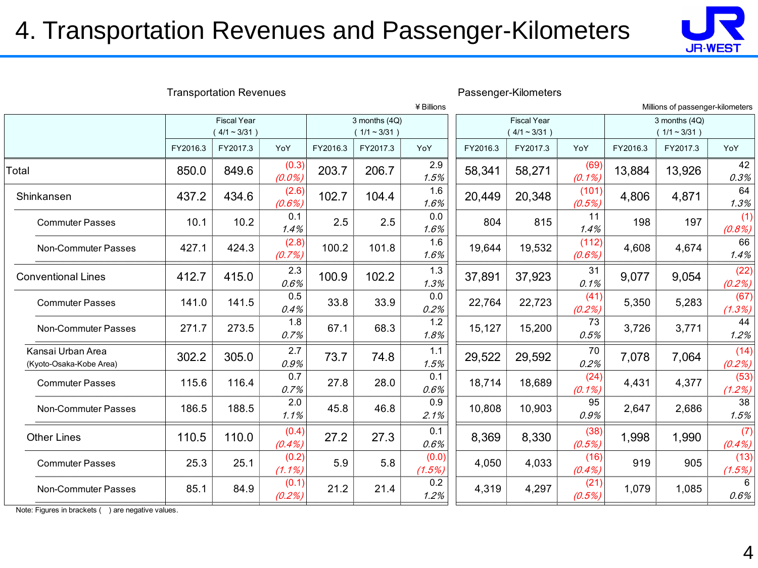# 4. Transportation Revenues and Passenger-Kilometers

**Transportation Revenues** (¥Billions)

| | Fiscal Year (4/1 ~ 3/31) | | | 3 months (4Q) (1/1 ~ 3/31) | | |
|---|---|---|---|---|---|---|
| | FY2016.3 | FY2017.3 | YoY | FY2016.3 | FY2017.3 | YoY |
| Total | 850.0 | 849.6 | (0.3) (0.0%) | 203.7 | 206.7 | 2.9 1.5% |
| Shinkansen | 437.2 | 434.6 | (2.6) (0.6%) | 102.7 | 104.4 | 1.6 1.6% |
| Commuter Passes | 10.1 | 10.2 | 0.1 1.4% | 2.5 | 2.5 | 0.0 1.6% |
| Non-Commuter Passes | 427.1 | 424.3 | (2.8) (0.7%) | 100.2 | 101.8 | 1.6 1.6% |
| Conventional Lines | 412.7 | 415.0 | 2.3 0.6% | 100.9 | 102.2 | 1.3 1.3% |
| Commuter Passes | 141.0 | 141.5 | 0.5 0.4% | 33.8 | 33.9 | 0.0 0.2% |
| Non-Commuter Passes | 271.7 | 273.5 | 1.8 0.7% | 67.1 | 68.3 | 1.2 1.8% |
| Kansai Urban Area (Kyoto-Osaka-Kobe Area) | 302.2 | 305.0 | 2.7 0.9% | 73.7 | 74.8 | 1.1 1.5% |
| Commuter Passes | 115.6 | 116.4 | 0.7 0.7% | 27.8 | 28.0 | 0.1 0.6% |
| Non-Commuter Passes | 186.5 | 188.5 | 2.0 1.1% | 45.8 | 46.8 | 0.9 2.1% |
| Other Lines | 110.5 | 110.0 | (0.4) (0.4%) | 27.2 | 27.3 | 0.1 0.6% |
| Commuter Passes | 25.3 | 25.1 | (0.2) (1.1%) | 5.9 | 5.8 | (0.0) (1.5%) |
| Non-Commuter Passes | 85.1 | 84.9 | (0.1) (0.2%) | 21.2 | 21.4 | 0.2 1.2% |

**Passenger-Kilometers** (Millions of passenger-kilometers)

| | Fiscal Year (4/1 ~ 3/31) | | | 3 months (4Q) (1/1 ~ 3/31) | | |
|---|---|---|---|---|---|---|
| | FY2016.3 | FY2017.3 | YoY | FY2016.3 | FY2017.3 | YoY |
| Total | 58,341 | 58,271 | (69) (0.1%) | 13,884 | 13,926 | 42 0.3% |
| Shinkansen | 20,449 | 20,348 | (101) (0.5%) | 4,806 | 4,871 | 64 1.3% |
| Commuter Passes | 804 | 815 | 11 1.4% | 198 | 197 | (1) (0.8%) |
| Non-Commuter Passes | 19,644 | 19,532 | (112) (0.6%) | 4,608 | 4,674 | 66 1.4% |
| Conventional Lines | 37,891 | 37,923 | 31 0.1% | 9,077 | 9,054 | (22) (0.2%) |
| Commuter Passes | 22,764 | 22,723 | (41) (0.2%) | 5,350 | 5,283 | (67) (1.3%) |
| Non-Commuter Passes | 15,127 | 15,200 | 73 0.5% | 3,726 | 3,771 | 44 1.2% |
| Kansai Urban Area (Kyoto-Osaka-Kobe Area) | 29,522 | 29,592 | 70 0.2% | 7,078 | 7,064 | (14) (0.2%) |
| Commuter Passes | 18,714 | 18,689 | (24) (0.1%) | 4,431 | 4,377 | (53) (1.2%) |
| Non-Commuter Passes | 10,808 | 10,903 | 95 0.9% | 2,647 | 2,686 | 38 1.5% |
| Other Lines | 8,369 | 8,330 | (38) (0.5%) | 1,998 | 1,990 | (7) (0.4%) |
| Commuter Passes | 4,050 | 4,033 | (16) (0.4%) | 919 | 905 | (13) (1.5%) |
| Non-Commuter Passes | 4,319 | 4,297 | (21) (0.5%) | 1,079 | 1,085 | 6 0.6% |

Note: Figures in brackets ( ) are negative values.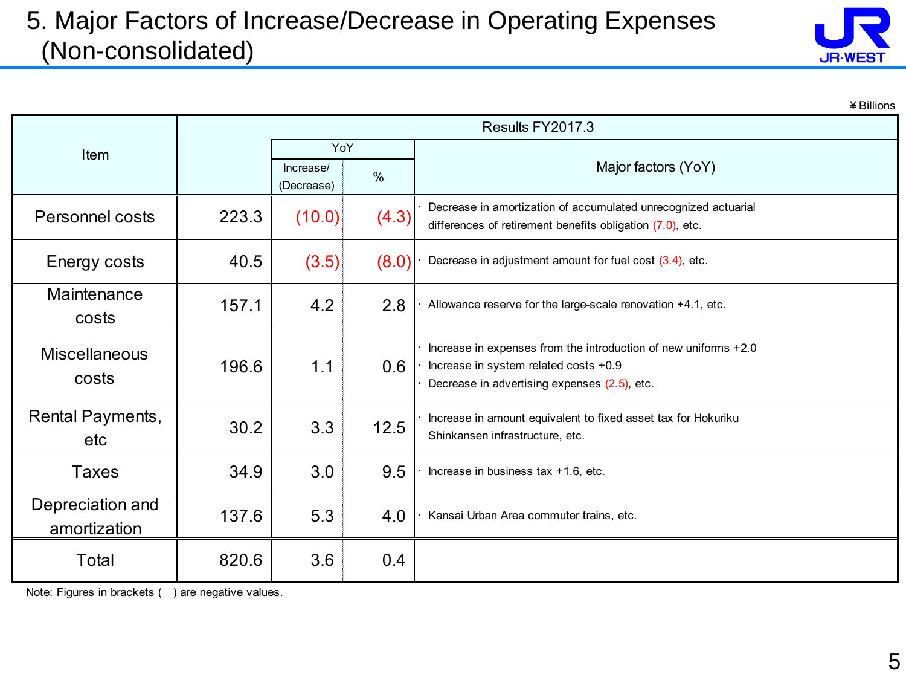# 5. Major Factors of Increase/Decrease in Operating Expenses (Non-consolidated)

¥Billions

| Item | Results FY2017.3 | YoY Increase/(Decrease) | YoY % | Major factors (YoY) |
|---|---|---|---|---|
| Personnel costs | 223.3 | (10.0) | (4.3) | ・Decrease in amortization of accumulated unrecognized actuarial differences of retirement benefits obligation (7.0), etc. |
| Energy costs | 40.5 | (3.5) | (8.0) | ・Decrease in adjustment amount for fuel cost (3.4), etc. |
| Maintenance costs | 157.1 | 4.2 | 2.8 | ・Allowance reserve for the large-scale renovation +4.1, etc. |
| Miscellaneous costs | 196.6 | 1.1 | 0.6 | ・Increase in expenses from the introduction of new uniforms +2.0<br>・Increase in system related costs +0.9<br>・Decrease in advertising expenses (2.5), etc. |
| Rental Payments, etc | 30.2 | 3.3 | 12.5 | ・Increase in amount equivalent to fixed asset tax for Hokuriku Shinkansen infrastructure, etc. |
| Taxes | 34.9 | 3.0 | 9.5 | ・Increase in business tax +1.6, etc. |
| Depreciation and amortization | 137.6 | 5.3 | 4.0 | ・Kansai Urban Area commuter trains, etc. |
| Total | 820.6 | 3.6 | 0.4 | |

Note: Figures in brackets ( ) are negative values.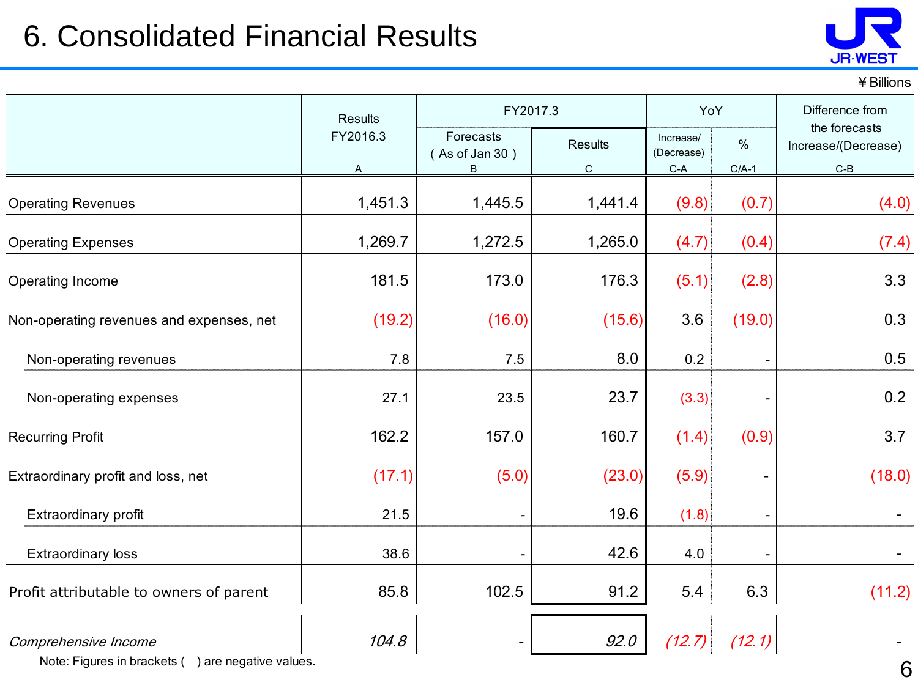# 6. Consolidated Financial Results

¥Billions

| | Results FY2016.3 | FY2017.3 | | YoY | | Difference from the forecasts Increase/(Decrease) |
|---|---|---|---|---|---|---|
| | | Forecasts ( As of Jan 30 ) | Results | Increase/ (Decrease) | % | |
| | A | B | C | C-A | C/A-1 | C-B |
| Operating Revenues | 1,451.3 | 1,445.5 | 1,441.4 | (9.8) | (0.7) | (4.0) |
| Operating Expenses | 1,269.7 | 1,272.5 | 1,265.0 | (4.7) | (0.4) | (7.4) |
| Operating Income | 181.5 | 173.0 | 176.3 | (5.1) | (2.8) | 3.3 |
| Non-operating revenues and expenses, net | (19.2) | (16.0) | (15.6) | 3.6 | (19.0) | 0.3 |
| Non-operating revenues | 7.8 | 7.5 | 8.0 | 0.2 | - | 0.5 |
| Non-operating expenses | 27.1 | 23.5 | 23.7 | (3.3) | - | 0.2 |
| Recurring Profit | 162.2 | 157.0 | 160.7 | (1.4) | (0.9) | 3.7 |
| Extraordinary profit and loss, net | (17.1) | (5.0) | (23.0) | (5.9) | - | (18.0) |
| Extraordinary profit | 21.5 | - | 19.6 | (1.8) | - | - |
| Extraordinary loss | 38.6 | - | 42.6 | 4.0 | - | - |
| Profit attributable to owners of parent | 85.8 | 102.5 | 91.2 | 5.4 | 6.3 | (11.2) |
| *Comprehensive Income* | *104.8* | - | *92.0* | *(12.7)* | *(12.1)* | - |

Note: Figures in brackets ( ) are negative values.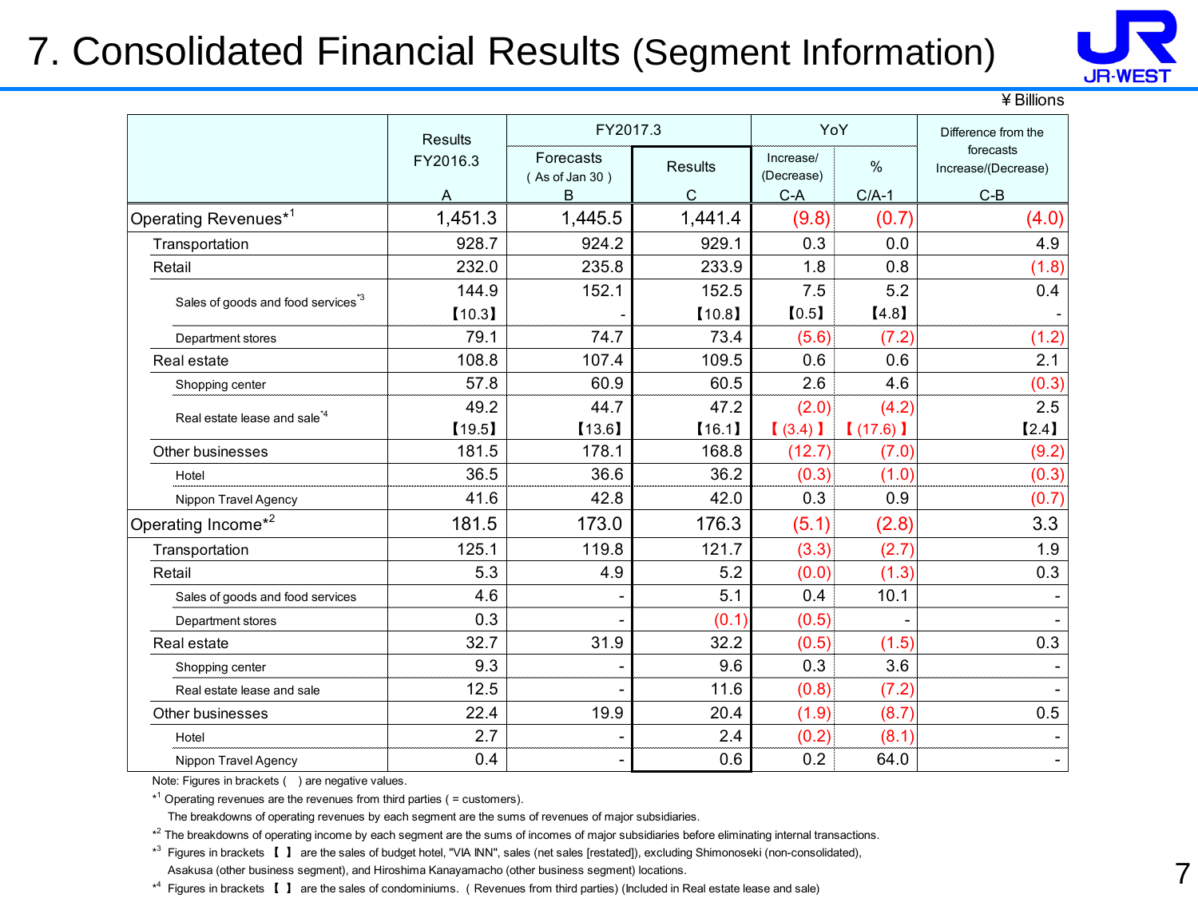# 7. Consolidated Financial Results (Segment Information)

¥ Billions

| | Results FY2016.3 | FY2017.3 | | YoY | | Difference from the forecasts Increase/(Decrease) |
|---|---|---|---|---|---|---|
| | | Forecasts ( As of Jan 30 ) | Results | Increase/ (Decrease) | % | |
| | A | B | C | C-A | C/A-1 | C-B |
| Operating Revenues*1 | 1,451.3 | 1,445.5 | 1,441.4 | (9.8) | (0.7) | (4.0) |
| Transportation | 928.7 | 924.2 | 929.1 | 0.3 | 0.0 | 4.9 |
| Retail | 232.0 | 235.8 | 233.9 | 1.8 | 0.8 | (1.8) |
| Sales of goods and food services*3 | 144.9 【10.3】 | 152.1 - | 152.5 【10.8】 | 7.5 【0.5】 | 5.2 【4.8】 | 0.4 - |
| Department stores | 79.1 | 74.7 | 73.4 | (5.6) | (7.2) | (1.2) |
| Real estate | 108.8 | 107.4 | 109.5 | 0.6 | 0.6 | 2.1 |
| Shopping center | 57.8 | 60.9 | 60.5 | 2.6 | 4.6 | (0.3) |
| Real estate lease and sale*4 | 49.2 【19.5】 | 44.7 【13.6】 | 47.2 【16.1】 | (2.0) 【(3.4)】 | (4.2) 【(17.6)】 | 2.5 【2.4】 |
| Other businesses | 181.5 | 178.1 | 168.8 | (12.7) | (7.0) | (9.2) |
| Hotel | 36.5 | 36.6 | 36.2 | (0.3) | (1.0) | (0.3) |
| Nippon Travel Agency | 41.6 | 42.8 | 42.0 | 0.3 | 0.9 | (0.7) |
| Operating Income*2 | 181.5 | 173.0 | 176.3 | (5.1) | (2.8) | 3.3 |
| Transportation | 125.1 | 119.8 | 121.7 | (3.3) | (2.7) | 1.9 |
| Retail | 5.3 | 4.9 | 5.2 | (0.0) | (1.3) | 0.3 |
| Sales of goods and food services | 4.6 | - | 5.1 | 0.4 | 10.1 | - |
| Department stores | 0.3 | - | (0.1) | (0.5) | - | - |
| Real estate | 32.7 | 31.9 | 32.2 | (0.5) | (1.5) | 0.3 |
| Shopping center | 9.3 | - | 9.6 | 0.3 | 3.6 | - |
| Real estate lease and sale | 12.5 | - | 11.6 | (0.8) | (7.2) | - |
| Other businesses | 22.4 | 19.9 | 20.4 | (1.9) | (8.7) | 0.5 |
| Hotel | 2.7 | - | 2.4 | (0.2) | (8.1) | - |
| Nippon Travel Agency | 0.4 | - | 0.6 | 0.2 | 64.0 | - |

Note: Figures in brackets ( ) are negative values.

*1 Operating revenues are the revenues from third parties ( = customers).
The breakdowns of operating revenues by each segment are the sums of revenues of major subsidiaries.

*2 The breakdowns of operating income by each segment are the sums of incomes of major subsidiaries before eliminating internal transactions.

*3 Figures in brackets 【 】 are the sales of budget hotel, "VIA INN", sales (net sales [restated]), excluding Shimonoseki (non-consolidated), Asakusa (other business segment), and Hiroshima Kanayamacho (other business segment) locations.

*4 Figures in brackets 【 】 are the sales of condominiums. ( Revenues from third parties) (Included in Real estate lease and sale)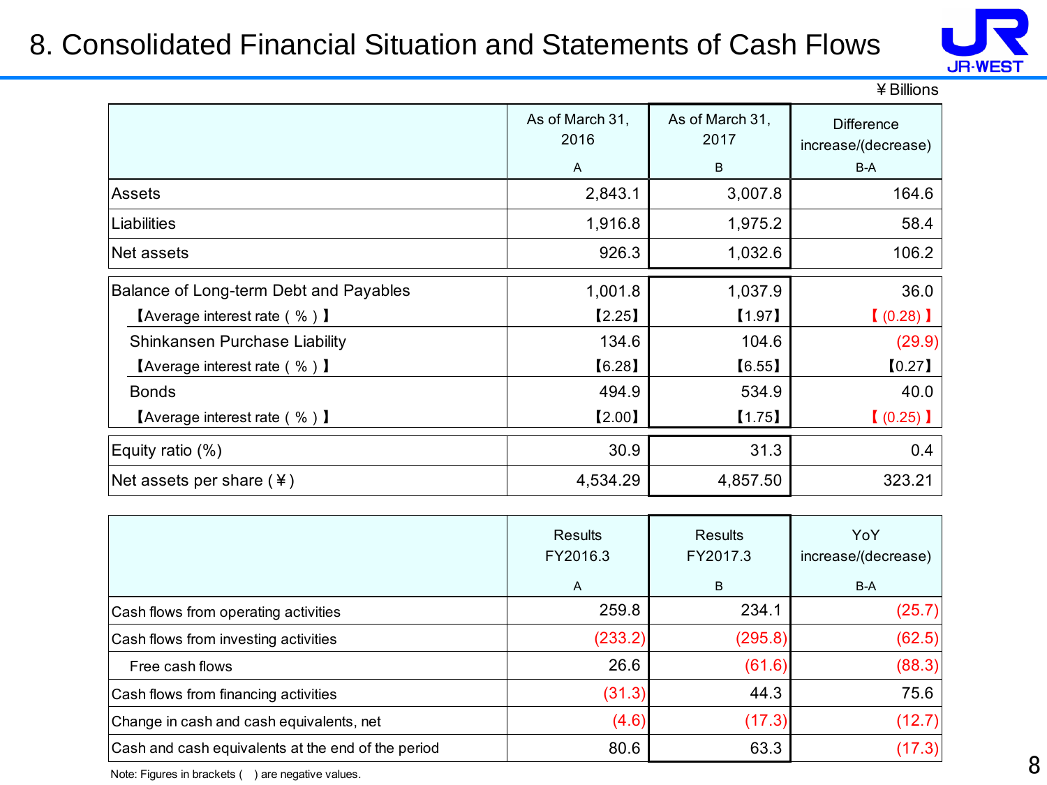# 8. Consolidated Financial Situation and Statements of Cash Flows

¥Billions

| | As of March 31, 2016<br>A | As of March 31, 2017<br>B | Difference increase/(decrease)<br>B-A |
|---|---|---|---|
| Assets | 2,843.1 | 3,007.8 | 164.6 |
| Liabilities | 1,916.8 | 1,975.2 | 58.4 |
| Net assets | 926.3 | 1,032.6 | 106.2 |
| Balance of Long-term Debt and Payables | 1,001.8 | 1,037.9 | 36.0 |
| 【Average interest rate ( % ) 】 | 【2.25】 | 【1.97】 | 【 (0.28) 】 |
| Shinkansen Purchase Liability | 134.6 | 104.6 | (29.9) |
| 【Average interest rate ( % ) 】 | 【6.28】 | 【6.55】 | 【0.27】 |
| Bonds | 494.9 | 534.9 | 40.0 |
| 【Average interest rate ( % ) 】 | 【2.00】 | 【1.75】 | 【 (0.25) 】 |
| Equity ratio (%) | 30.9 | 31.3 | 0.4 |
| Net assets per share (¥) | 4,534.29 | 4,857.50 | 323.21 |

| | Results FY2016.3<br>A | Results FY2017.3<br>B | YoY increase/(decrease)<br>B-A |
|---|---|---|---|
| Cash flows from operating activities | 259.8 | 234.1 | (25.7) |
| Cash flows from investing activities | (233.2) | (295.8) | (62.5) |
| Free cash flows | 26.6 | (61.6) | (88.3) |
| Cash flows from financing activities | (31.3) | 44.3 | 75.6 |
| Change in cash and cash equivalents, net | (4.6) | (17.3) | (12.7) |
| Cash and cash equivalents at the end of the period | 80.6 | 63.3 | (17.3) |

Note: Figures in brackets ( ) are negative values.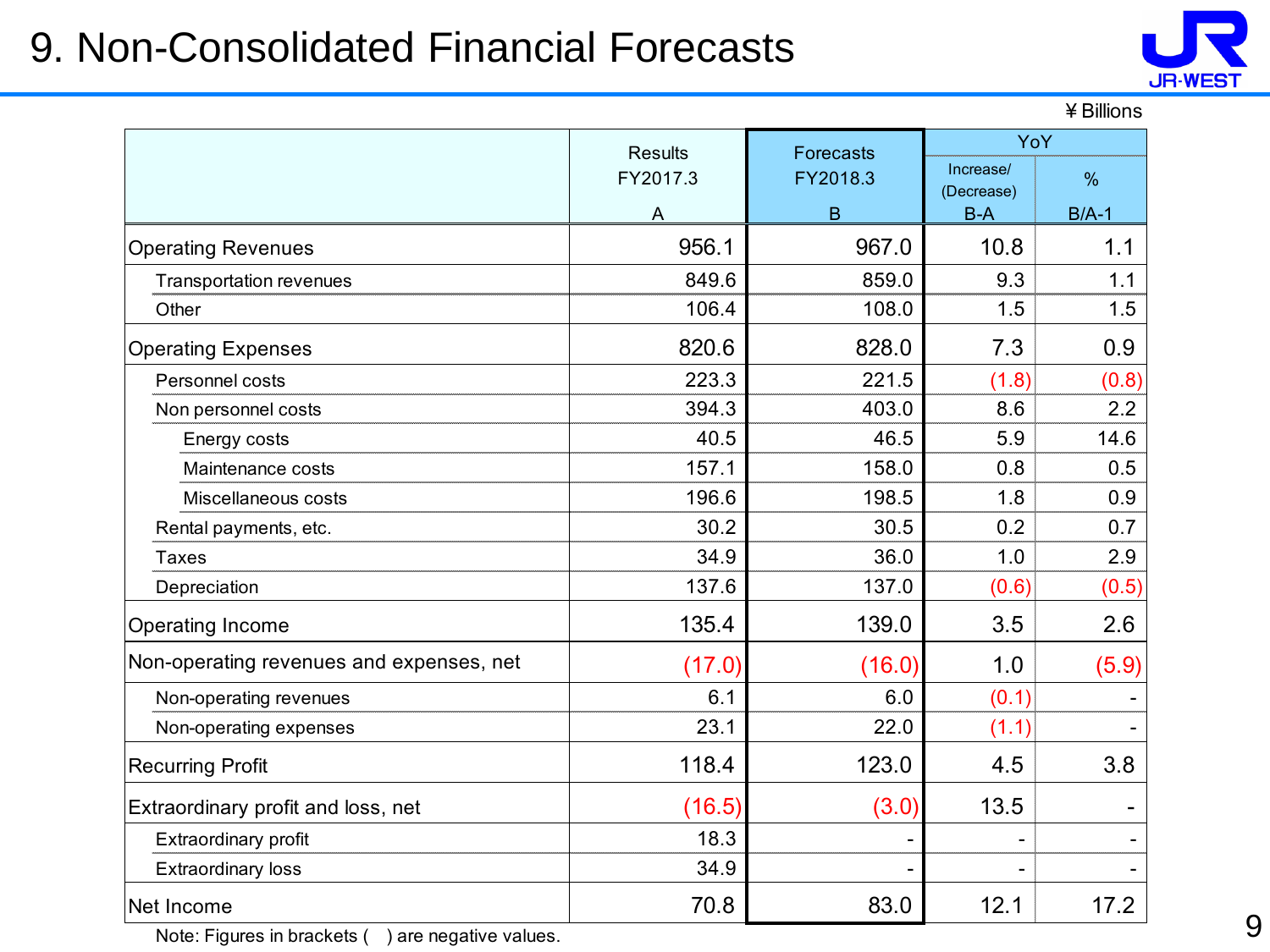# 9. Non-Consolidated Financial Forecasts

¥ Billions

| | Results FY2017.3 A | Forecasts FY2018.3 B | YoY Increase/ (Decrease) B-A | YoY % B/A-1 |
|---|---|---|---|---|
| Operating Revenues | 956.1 | 967.0 | 10.8 | 1.1 |
| Transportation revenues | 849.6 | 859.0 | 9.3 | 1.1 |
| Other | 106.4 | 108.0 | 1.5 | 1.5 |
| Operating Expenses | 820.6 | 828.0 | 7.3 | 0.9 |
| Personnel costs | 223.3 | 221.5 | (1.8) | (0.8) |
| Non personnel costs | 394.3 | 403.0 | 8.6 | 2.2 |
| Energy costs | 40.5 | 46.5 | 5.9 | 14.6 |
| Maintenance costs | 157.1 | 158.0 | 0.8 | 0.5 |
| Miscellaneous costs | 196.6 | 198.5 | 1.8 | 0.9 |
| Rental payments, etc. | 30.2 | 30.5 | 0.2 | 0.7 |
| Taxes | 34.9 | 36.0 | 1.0 | 2.9 |
| Depreciation | 137.6 | 137.0 | (0.6) | (0.5) |
| Operating Income | 135.4 | 139.0 | 3.5 | 2.6 |
| Non-operating revenues and expenses, net | (17.0) | (16.0) | 1.0 | (5.9) |
| Non-operating revenues | 6.1 | 6.0 | (0.1) | - |
| Non-operating expenses | 23.1 | 22.0 | (1.1) | - |
| Recurring Profit | 118.4 | 123.0 | 4.5 | 3.8 |
| Extraordinary profit and loss, net | (16.5) | (3.0) | 13.5 | - |
| Extraordinary profit | 18.3 | - | - | - |
| Extraordinary loss | 34.9 | - | - | - |
| Net Income | 70.8 | 83.0 | 12.1 | 17.2 |

Note: Figures in brackets ( ) are negative values.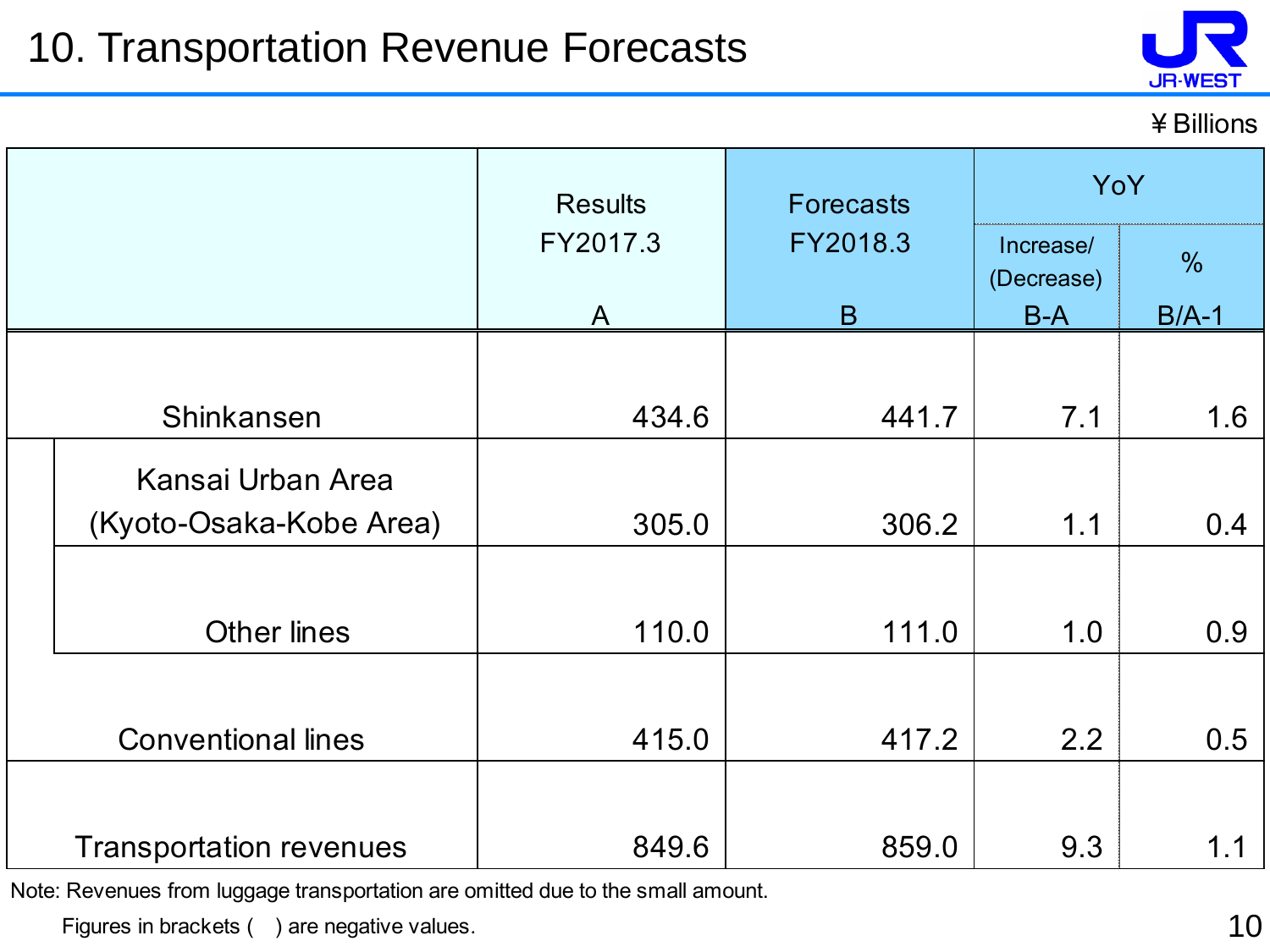# 10. Transportation Revenue Forecasts

¥ Billions

| | Results FY2017.3 A | Forecasts FY2018.3 B | YoY Increase/ (Decrease) B-A | YoY % B/A-1 |
|---|---|---|---|---|
| Shinkansen | 434.6 | 441.7 | 7.1 | 1.6 |
| Kansai Urban Area (Kyoto-Osaka-Kobe Area) | 305.0 | 306.2 | 1.1 | 0.4 |
| Other lines | 110.0 | 111.0 | 1.0 | 0.9 |
| Conventional lines | 415.0 | 417.2 | 2.2 | 0.5 |
| Transportation revenues | 849.6 | 859.0 | 9.3 | 1.1 |

Note: Revenues from luggage transportation are omitted due to the small amount.

Figures in brackets ( ) are negative values.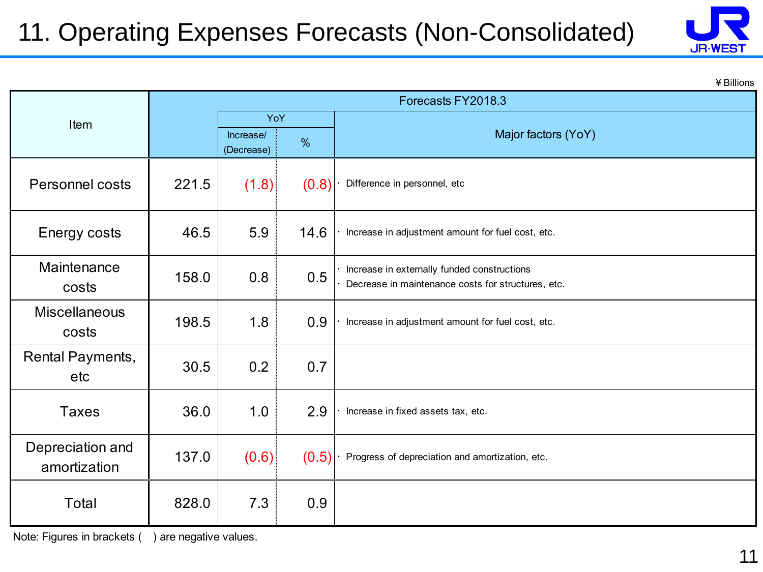# 11. Operating Expenses Forecasts (Non-Consolidated)

¥ Billions

| Item | Forecasts FY2018.3 | | | |
|---|---|---|---|---|
| | | YoY | | Major factors (YoY) |
| | | Increase/ (Decrease) | % | |
| Personnel costs | 221.5 | (1.8) | (0.8) | ・ Difference in personnel, etc |
| Energy costs | 46.5 | 5.9 | 14.6 | ・ Increase in adjustment amount for fuel cost, etc. |
| Maintenance costs | 158.0 | 0.8 | 0.5 | ・ Increase in externally funded constructions<br>・ Decrease in maintenance costs for structures, etc. |
| Miscellaneous costs | 198.5 | 1.8 | 0.9 | ・ Increase in adjustment amount for fuel cost, etc. |
| Rental Payments, etc | 30.5 | 0.2 | 0.7 | |
| Taxes | 36.0 | 1.0 | 2.9 | ・ Increase in fixed assets tax, etc. |
| Depreciation and amortization | 137.0 | (0.6) | (0.5) | ・ Progress of depreciation and amortization, etc. |
| Total | 828.0 | 7.3 | 0.9 | |

Note: Figures in brackets ( ) are negative values.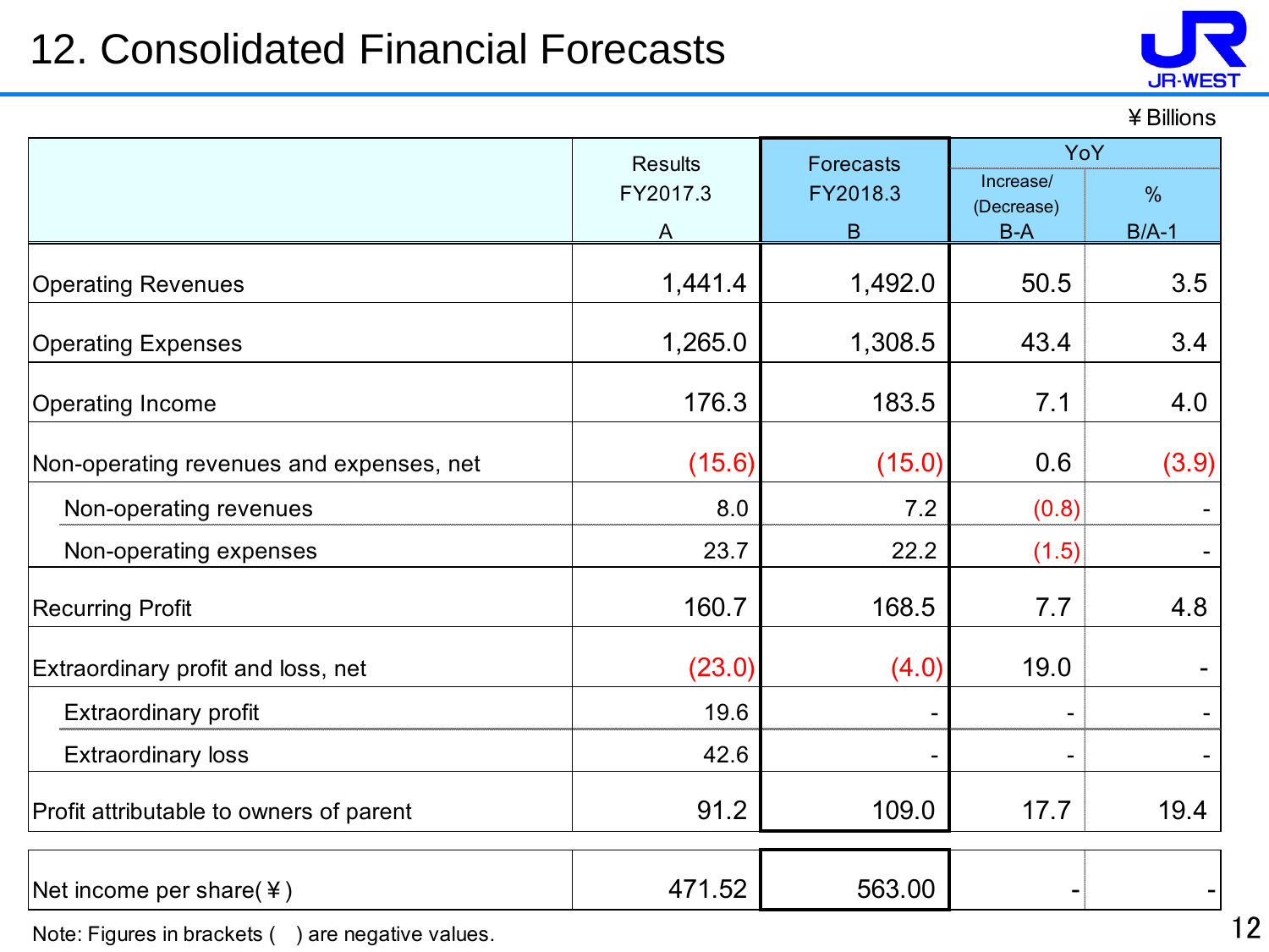# 12. Consolidated Financial Forecasts

¥Billions

| | Results FY2017.3 A | Forecasts FY2018.3 B | YoY | |
|---|---|---|---|---|
| | | | Increase/ (Decrease) B-A | % B/A-1 |
| Operating Revenues | 1,441.4 | 1,492.0 | 50.5 | 3.5 |
| Operating Expenses | 1,265.0 | 1,308.5 | 43.4 | 3.4 |
| Operating Income | 176.3 | 183.5 | 7.1 | 4.0 |
| Non-operating revenues and expenses, net | (15.6) | (15.0) | 0.6 | (3.9) |
| Non-operating revenues | 8.0 | 7.2 | (0.8) | - |
| Non-operating expenses | 23.7 | 22.2 | (1.5) | - |
| Recurring Profit | 160.7 | 168.5 | 7.7 | 4.8 |
| Extraordinary profit and loss, net | (23.0) | (4.0) | 19.0 | - |
| Extraordinary profit | 19.6 | - | - | - |
| Extraordinary loss | 42.6 | - | - | - |
| Profit attributable to owners of parent | 91.2 | 109.0 | 17.7 | 19.4 |
| Net income per share(¥) | 471.52 | 563.00 | - | - |

Note: Figures in brackets ( ) are negative values.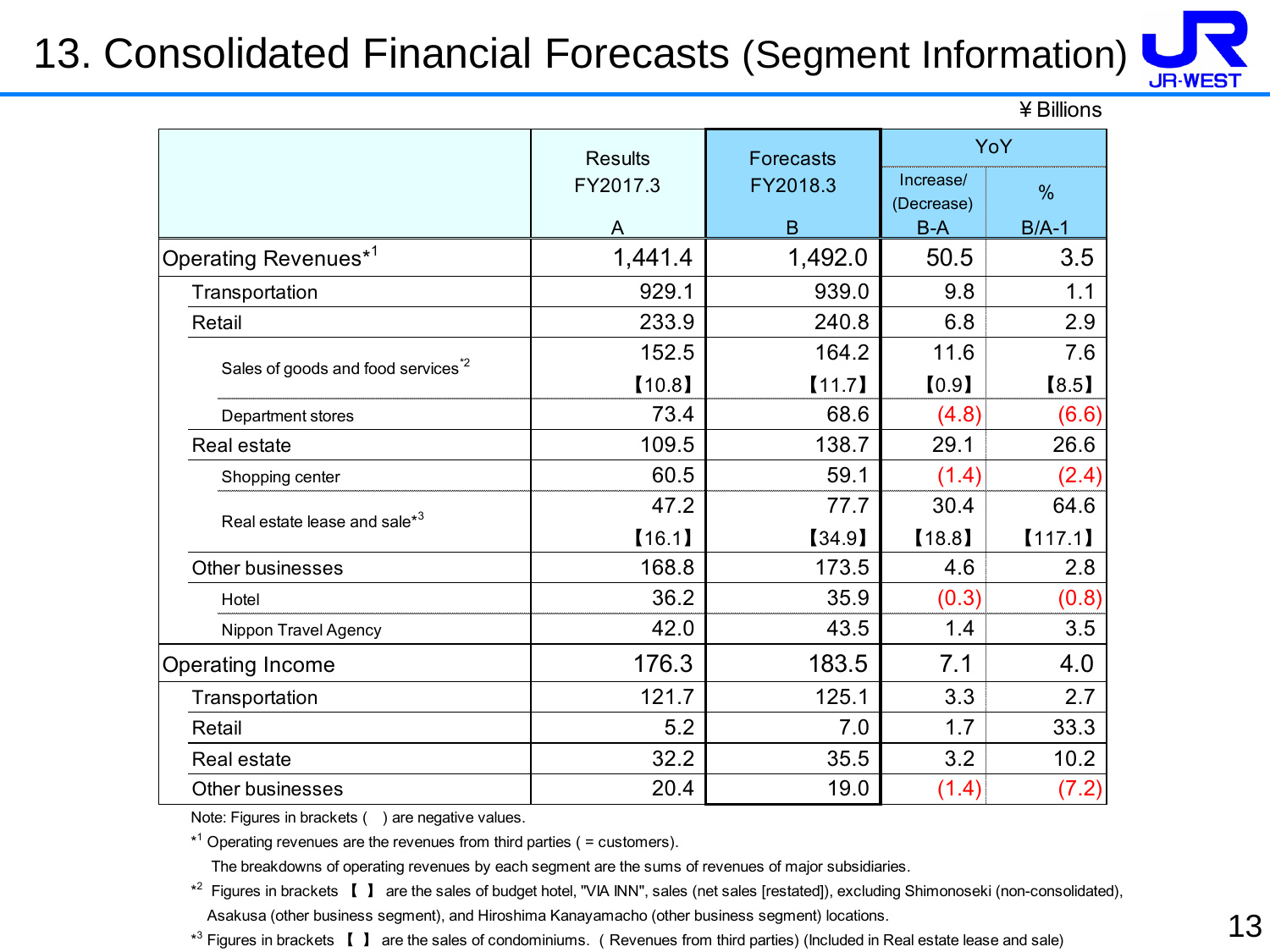# 13. Consolidated Financial Forecasts (Segment Information)

¥ Billions

| | Results FY2017.3 A | Forecasts FY2018.3 B | YoY Increase/(Decrease) B-A | YoY % B/A-1 |
|---|---|---|---|---|
| Operating Revenues*[1] | 1,441.4 | 1,492.0 | 50.5 | 3.5 |
| Transportation | 929.1 | 939.0 | 9.8 | 1.1 |
| Retail | 233.9 | 240.8 | 6.8 | 2.9 |
| Sales of goods and food services*[2] | 152.5 【10.8】 | 164.2 【11.7】 | 11.6 【0.9】 | 7.6 【8.5】 |
| Department stores | 73.4 | 68.6 | (4.8) | (6.6) |
| Real estate | 109.5 | 138.7 | 29.1 | 26.6 |
| Shopping center | 60.5 | 59.1 | (1.4) | (2.4) |
| Real estate lease and sale*[3] | 47.2 【16.1】 | 77.7 【34.9】 | 30.4 【18.8】 | 64.6 【117.1】 |
| Other businesses | 168.8 | 173.5 | 4.6 | 2.8 |
| Hotel | 36.2 | 35.9 | (0.3) | (0.8) |
| Nippon Travel Agency | 42.0 | 43.5 | 1.4 | 3.5 |
| Operating Income | 176.3 | 183.5 | 7.1 | 4.0 |
| Transportation | 121.7 | 125.1 | 3.3 | 2.7 |
| Retail | 5.2 | 7.0 | 1.7 | 33.3 |
| Real estate | 32.2 | 35.5 | 3.2 | 10.2 |
| Other businesses | 20.4 | 19.0 | (1.4) | (7.2) |

Note: Figures in brackets ( ) are negative values.

*[1] Operating revenues are the revenues from third parties ( = customers).
The breakdowns of operating revenues by each segment are the sums of revenues of major subsidiaries.

*[2] Figures in brackets 【 】 are the sales of budget hotel, "VIA INN", sales (net sales [restated]), excluding Shimonoseki (non-consolidated), Asakusa (other business segment), and Hiroshima Kanayamacho (other business segment) locations.

*[3] Figures in brackets 【 】 are the sales of condominiums. ( Revenues from third parties) (Included in Real estate lease and sale)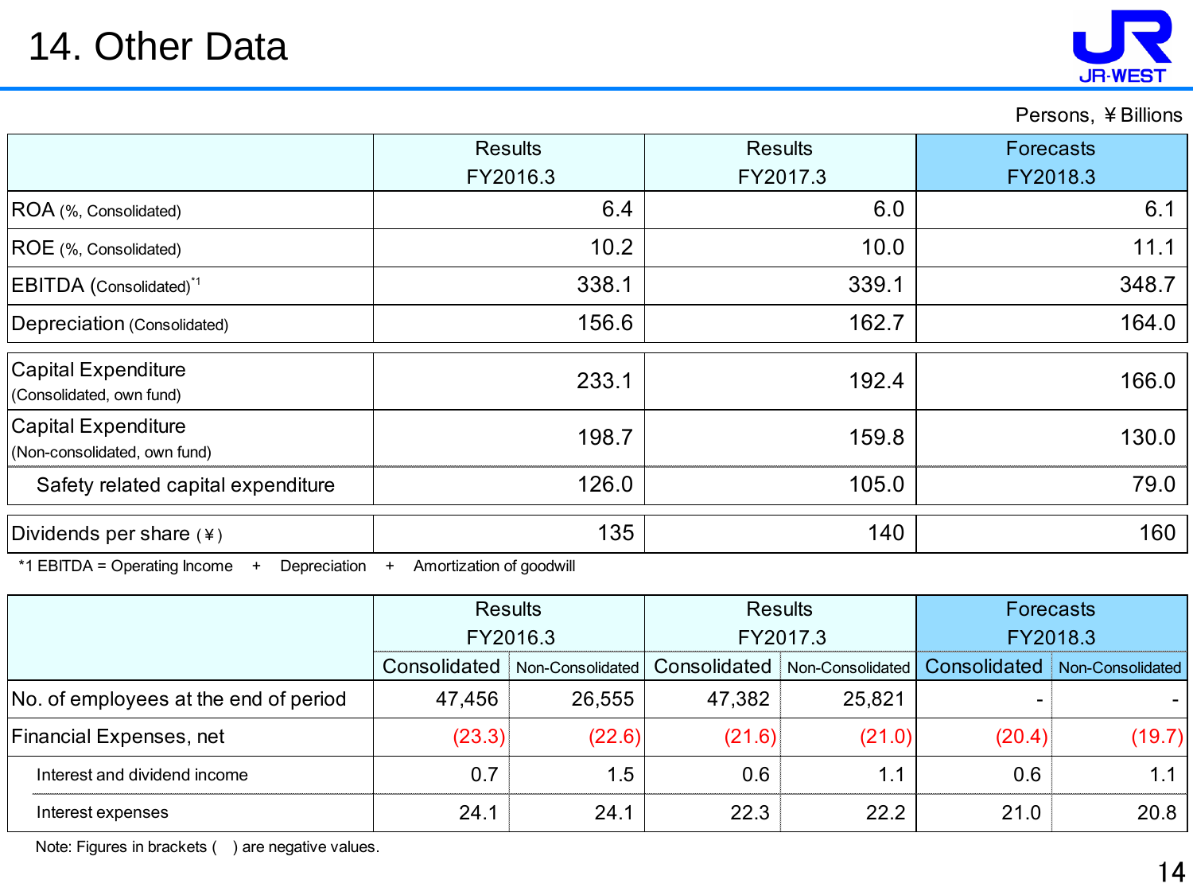# 14. Other Data

Persons, ￥Billions

| | Results FY2016.3 | Results FY2017.3 | Forecasts FY2018.3 |
|---|---|---|---|
| ROA (%, Consolidated) | 6.4 | 6.0 | 6.1 |
| ROE (%, Consolidated) | 10.2 | 10.0 | 11.1 |
| EBITDA (Consolidated)[*1] | 338.1 | 339.1 | 348.7 |
| Depreciation (Consolidated) | 156.6 | 162.7 | 164.0 |
| Capital Expenditure (Consolidated, own fund) | 233.1 | 192.4 | 166.0 |
| Capital Expenditure (Non-consolidated, own fund) | 198.7 | 159.8 | 130.0 |
| Safety related capital expenditure | 126.0 | 105.0 | 79.0 |
| Dividends per share (￥) | 135 | 140 | 160 |

*1 EBITDA = Operating Income + Depreciation + Amortization of goodwill

| | Results FY2016.3 | | Results FY2017.3 | | Forecasts FY2018.3 | |
|---|---|---|---|---|---|---|
| | Consolidated | Non-Consolidated | Consolidated | Non-Consolidated | Consolidated | Non-Consolidated |
| No. of employees at the end of period | 47,456 | 26,555 | 47,382 | 25,821 | - | - |
| Financial Expenses, net | (23.3) | (22.6) | (21.6) | (21.0) | (20.4) | (19.7) |
| Interest and dividend income | 0.7 | 1.5 | 0.6 | 1.1 | 0.6 | 1.1 |
| Interest expenses | 24.1 | 24.1 | 22.3 | 22.2 | 21.0 | 20.8 |

Note: Figures in brackets ( ) are negative values.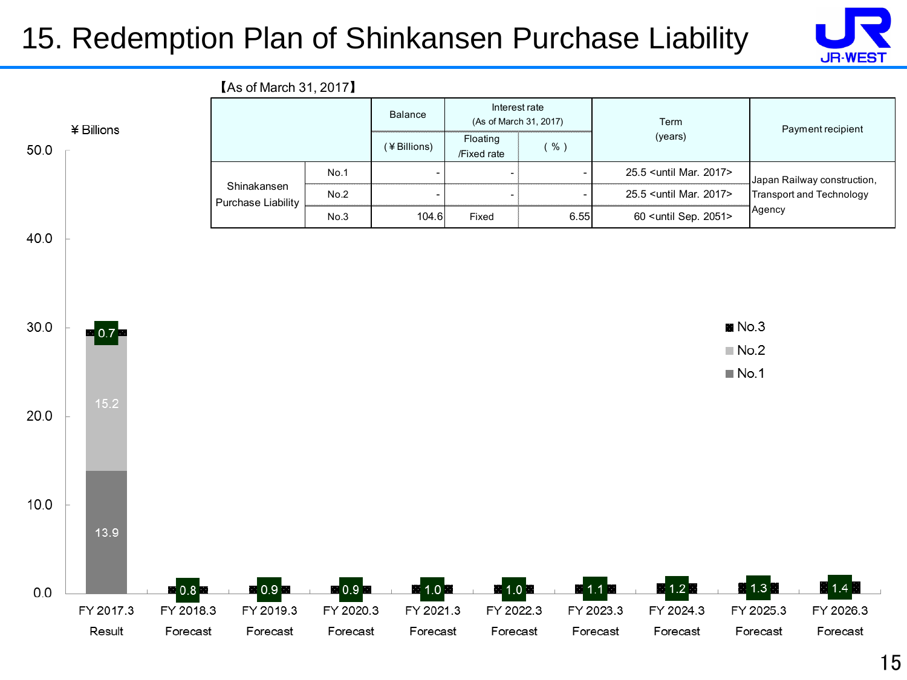# 15. Redemption Plan of Shinkansen Purchase Liability

【As of March 31, 2017】

| | | Balance | Interest rate (As of March 31, 2017) | | Term (years) | Payment recipient |
|---|---|---|---|---|---|---|
| | | (¥Billions) | Floating /Fixed rate | ( % ) | | |
| Shinkansen Purchase Liability | No.1 | - | - | - | 25.5 <until Mar. 2017> | Japan Railway construction, Transport and Technology Agency |
| | No.2 | - | - | - | 25.5 <until Mar. 2017> | |
| | No.3 | 104.6 | Fixed | 6.55 | 60 <until Sep. 2051> | |

¥ Billions

| | No.1 | No.2 | No.3 |
|---|---|---|---|
| FY 2017.3 Result | 13.9 | 15.2 | 0.7 |
| FY 2018.3 Forecast | | | 0.8 |
| FY 2019.3 Forecast | | | 0.9 |
| FY 2020.3 Forecast | | | 0.9 |
| FY 2021.3 Forecast | | | 1.0 |
| FY 2022.3 Forecast | | | 1.0 |
| FY 2023.3 Forecast | | | 1.1 |
| FY 2024.3 Forecast | | | 1.2 |
| FY 2025.3 Forecast | | | 1.3 |
| FY 2026.3 Forecast | | | 1.4 |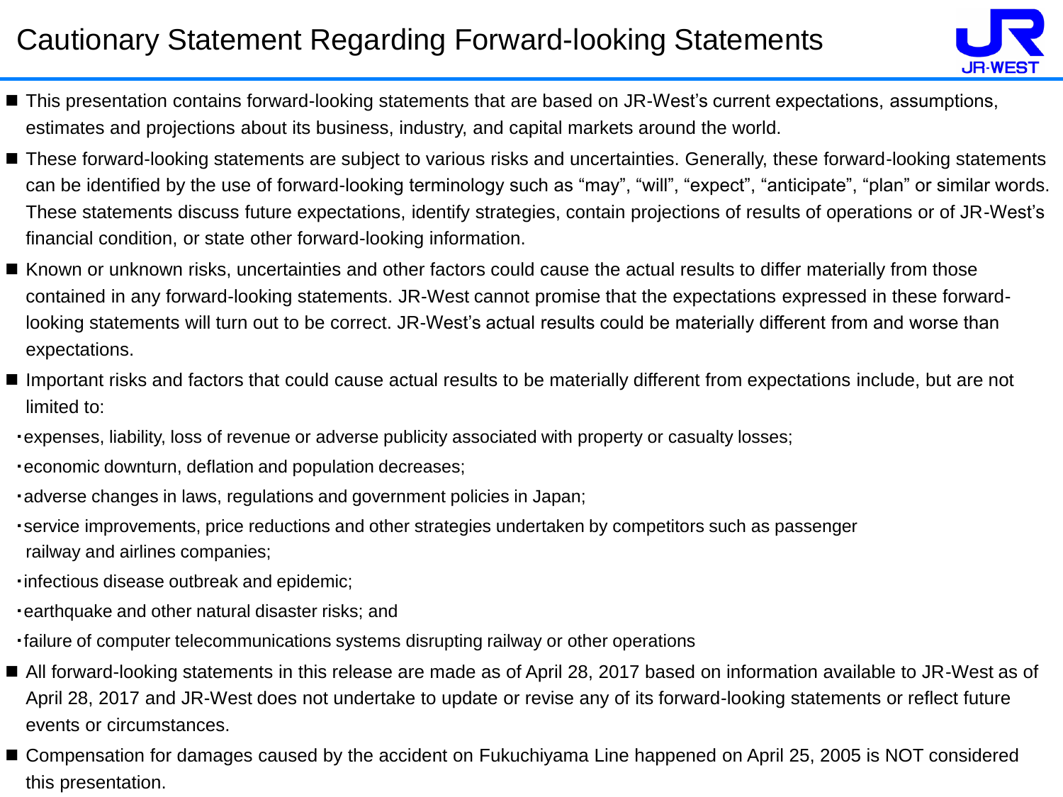# Cautionary Statement Regarding Forward-looking Statements

- This presentation contains forward-looking statements that are based on JR-West's current expectations, assumptions, estimates and projections about its business, industry, and capital markets around the world.
- These forward-looking statements are subject to various risks and uncertainties. Generally, these forward-looking statements can be identified by the use of forward-looking terminology such as "may", "will", "expect", "anticipate", "plan" or similar words. These statements discuss future expectations, identify strategies, contain projections of results of operations or of JR-West's financial condition, or state other forward-looking information.
- Known or unknown risks, uncertainties and other factors could cause the actual results to differ materially from those contained in any forward-looking statements. JR-West cannot promise that the expectations expressed in these forward-looking statements will turn out to be correct. JR-West's actual results could be materially different from and worse than expectations.
- Important risks and factors that could cause actual results to be materially different from expectations include, but are not limited to:
  - expenses, liability, loss of revenue or adverse publicity associated with property or casualty losses;
  - economic downturn, deflation and population decreases;
  - adverse changes in laws, regulations and government policies in Japan;
  - service improvements, price reductions and other strategies undertaken by competitors such as passenger railway and airlines companies;
  - infectious disease outbreak and epidemic;
  - earthquake and other natural disaster risks; and
  - failure of computer telecommunications systems disrupting railway or other operations
- All forward-looking statements in this release are made as of April 28, 2017 based on information available to JR-West as of April 28, 2017 and JR-West does not undertake to update or revise any of its forward-looking statements or reflect future events or circumstances.
- Compensation for damages caused by the accident on Fukuchiyama Line happened on April 25, 2005 is NOT considered this presentation.